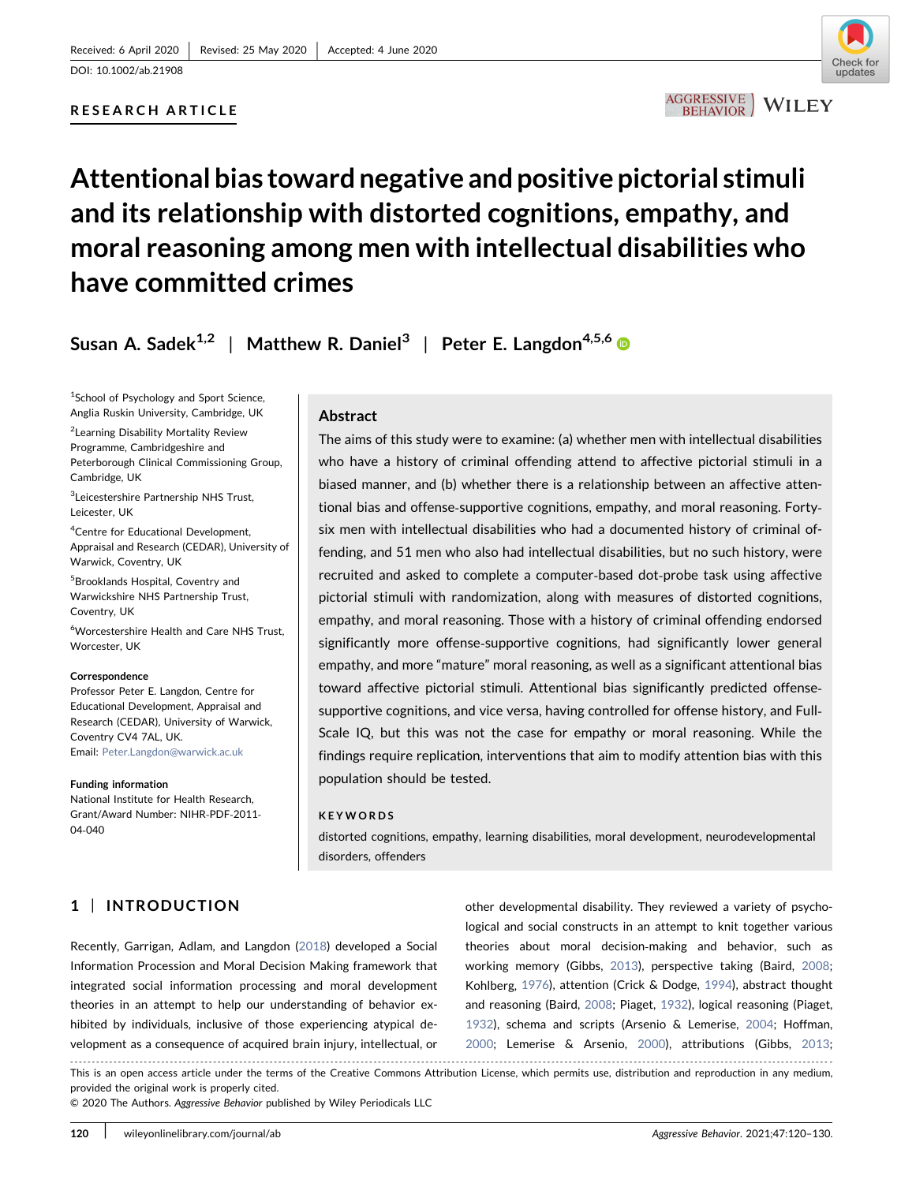Received: 6 April 2020 | Revised: 25 May 2020 | Accepted: 4 June 2020

DOI: 10.1002/ab.21908

**RESEARCH ARTICLE**

# Attentional bias toward negative and positive pictorial stimuli and its relationship with distorted cognitions, empathy, and moral reasoning among men with intellectual disabilities who have committed crimes

**Susan A. Sadek**[1,2] | **Matthew R. Daniel**[3] | **Peter E. Langdon**[4,5,6]

[1]School of Psychology and Sport Science, Anglia Ruskin University, Cambridge, UK

[2]Learning Disability Mortality Review Programme, Cambridgeshire and Peterborough Clinical Commissioning Group, Cambridge, UK

[3]Leicestershire Partnership NHS Trust, Leicester, UK

[4]Centre for Educational Development, Appraisal and Research (CEDAR), University of Warwick, Coventry, UK

[5]Brooklands Hospital, Coventry and Warwickshire NHS Partnership Trust, Coventry, UK

[6]Worcestershire Health and Care NHS Trust, Worcester, UK

**Correspondence**
Professor Peter E. Langdon, Centre for Educational Development, Appraisal and Research (CEDAR), University of Warwick, Coventry CV4 7AL, UK.
Email: Peter.Langdon@warwick.ac.uk

**Funding information**
National Institute for Health Research, Grant/Award Number: NIHR-PDF-2011-04-040

## Abstract

The aims of this study were to examine: (a) whether men with intellectual disabilities who have a history of criminal offending attend to affective pictorial stimuli in a biased manner, and (b) whether there is a relationship between an affective attentional bias and offense-supportive cognitions, empathy, and moral reasoning. Forty-six men with intellectual disabilities who had a documented history of criminal offending, and 51 men who also had intellectual disabilities, but no such history, were recruited and asked to complete a computer-based dot-probe task using affective pictorial stimuli with randomization, along with measures of distorted cognitions, empathy, and moral reasoning. Those with a history of criminal offending endorsed significantly more offense-supportive cognitions, had significantly lower general empathy, and more "mature" moral reasoning, as well as a significant attentional bias toward affective pictorial stimuli. Attentional bias significantly predicted offense-supportive cognitions, and vice versa, having controlled for offense history, and Full-Scale IQ, but this was not the case for empathy or moral reasoning. While the findings require replication, interventions that aim to modify attention bias with this population should be tested.

**KEYWORDS**

distorted cognitions, empathy, learning disabilities, moral development, neurodevelopmental disorders, offenders

## 1 | INTRODUCTION

Recently, Garrigan, Adlam, and Langdon (2018) developed a Social Information Procession and Moral Decision Making framework that integrated social information processing and moral development theories in an attempt to help our understanding of behavior exhibited by individuals, inclusive of those experiencing atypical development as a consequence of acquired brain injury, intellectual, or other developmental disability. They reviewed a variety of psychological and social constructs in an attempt to knit together various theories about moral decision-making and behavior, such as working memory (Gibbs, 2013), perspective taking (Baird, 2008; Kohlberg, 1976), attention (Crick & Dodge, 1994), abstract thought and reasoning (Baird, 2008; Piaget, 1932), logical reasoning (Piaget, 1932), schema and scripts (Arsenio & Lemerise, 2004; Hoffman, 2000; Lemerise & Arsenio, 2000), attributions (Gibbs, 2013;

This is an open access article under the terms of the Creative Commons Attribution License, which permits use, distribution and reproduction in any medium, provided the original work is properly cited.
© 2020 The Authors. *Aggressive Behavior* published by Wiley Periodicals LLC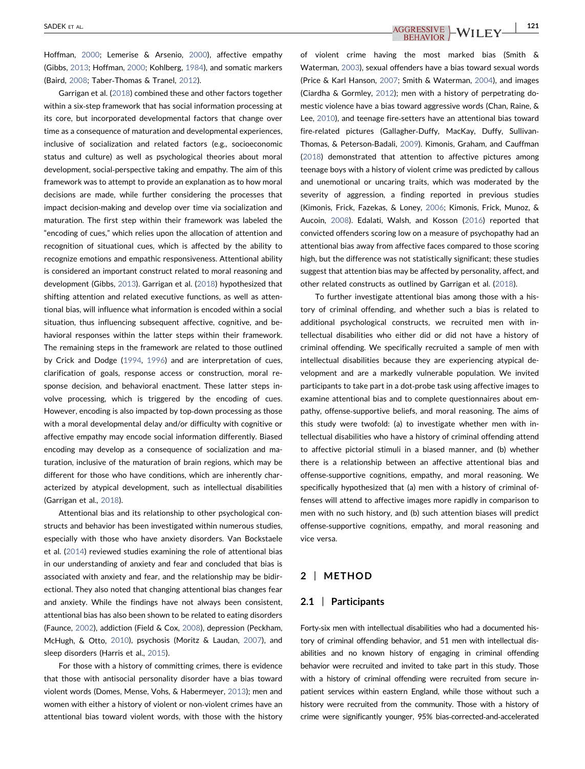Hoffman, 2000; Lemerise & Arsenio, 2000), affective empathy (Gibbs, 2013; Hoffman, 2000; Kohlberg, 1984), and somatic markers (Baird, 2008; Taber-Thomas & Tranel, 2012).

Garrigan et al. (2018) combined these and other factors together within a six-step framework that has social information processing at its core, but incorporated developmental factors that change over time as a consequence of maturation and developmental experiences, inclusive of socialization and related factors (e.g., socioeconomic status and culture) as well as psychological theories about moral development, social-perspective taking and empathy. The aim of this framework was to attempt to provide an explanation as to how moral decisions are made, while further considering the processes that impact decision-making and develop over time via socialization and maturation. The first step within their framework was labeled the "encoding of cues," which relies upon the allocation of attention and recognition of situational cues, which is affected by the ability to recognize emotions and empathic responsiveness. Attentional ability is considered an important construct related to moral reasoning and development (Gibbs, 2013). Garrigan et al. (2018) hypothesized that shifting attention and related executive functions, as well as attentional bias, will influence what information is encoded within a social situation, thus influencing subsequent affective, cognitive, and behavioral responses within the latter steps within their framework. The remaining steps in the framework are related to those outlined by Crick and Dodge (1994, 1996) and are interpretation of cues, clarification of goals, response access or construction, moral response decision, and behavioral enactment. These latter steps involve processing, which is triggered by the encoding of cues. However, encoding is also impacted by top-down processing as those with a moral developmental delay and/or difficulty with cognitive or affective empathy may encode social information differently. Biased encoding may develop as a consequence of socialization and maturation, inclusive of the maturation of brain regions, which may be different for those who have conditions, which are inherently characterized by atypical development, such as intellectual disabilities (Garrigan et al., 2018).

Attentional bias and its relationship to other psychological constructs and behavior has been investigated within numerous studies, especially with those who have anxiety disorders. Van Bockstaele et al. (2014) reviewed studies examining the role of attentional bias in our understanding of anxiety and fear and concluded that bias is associated with anxiety and fear, and the relationship may be bidirectional. They also noted that changing attentional bias changes fear and anxiety. While the findings have not always been consistent, attentional bias has also been shown to be related to eating disorders (Faunce, 2002), addiction (Field & Cox, 2008), depression (Peckham, McHugh, & Otto, 2010), psychosis (Moritz & Laudan, 2007), and sleep disorders (Harris et al., 2015).

For those with a history of committing crimes, there is evidence that those with antisocial personality disorder have a bias toward violent words (Domes, Mense, Vohs, & Habermeyer, 2013); men and women with either a history of violent or non-violent crimes have an attentional bias toward violent words, with those with the history of violent crime having the most marked bias (Smith & Waterman, 2003), sexual offenders have a bias toward sexual words (Price & Karl Hanson, 2007; Smith & Waterman, 2004), and images (Ciardha & Gormley, 2012); men with a history of perpetrating domestic violence have a bias toward aggressive words (Chan, Raine, & Lee, 2010), and teenage fire-setters have an attentional bias toward fire-related pictures (Gallagher-Duffy, MacKay, Duffy, Sullivan-Thomas, & Peterson-Badali, 2009). Kimonis, Graham, and Cauffman (2018) demonstrated that attention to affective pictures among teenage boys with a history of violent crime was predicted by callous and unemotional or uncaring traits, which was moderated by the severity of aggression, a finding reported in previous studies (Kimonis, Frick, Fazekas, & Loney, 2006; Kimonis, Frick, Munoz, & Aucoin, 2008). Edalati, Walsh, and Kosson (2016) reported that convicted offenders scoring low on a measure of psychopathy had an attentional bias away from affective faces compared to those scoring high, but the difference was not statistically significant; these studies suggest that attention bias may be affected by personality, affect, and other related constructs as outlined by Garrigan et al. (2018).

To further investigate attentional bias among those with a history of criminal offending, and whether such a bias is related to additional psychological constructs, we recruited men with intellectual disabilities who either did or did not have a history of criminal offending. We specifically recruited a sample of men with intellectual disabilities because they are experiencing atypical development and are a markedly vulnerable population. We invited participants to take part in a dot-probe task using affective images to examine attentional bias and to complete questionnaires about empathy, offense-supportive beliefs, and moral reasoning. The aims of this study were twofold: (a) to investigate whether men with intellectual disabilities who have a history of criminal offending attend to affective pictorial stimuli in a biased manner, and (b) whether there is a relationship between an affective attentional bias and offense-supportive cognitions, empathy, and moral reasoning. We specifically hypothesized that (a) men with a history of criminal offenses will attend to affective images more rapidly in comparison to men with no such history, and (b) such attention biases will predict offense-supportive cognitions, empathy, and moral reasoning and vice versa.

## 2 | METHOD

### 2.1 | Participants

Forty-six men with intellectual disabilities who had a documented history of criminal offending behavior, and 51 men with intellectual disabilities and no known history of engaging in criminal offending behavior were recruited and invited to take part in this study. Those with a history of criminal offending were recruited from secure in-patient services within eastern England, while those without such a history were recruited from the community. Those with a history of crime were significantly younger, 95% bias-corrected-and-accelerated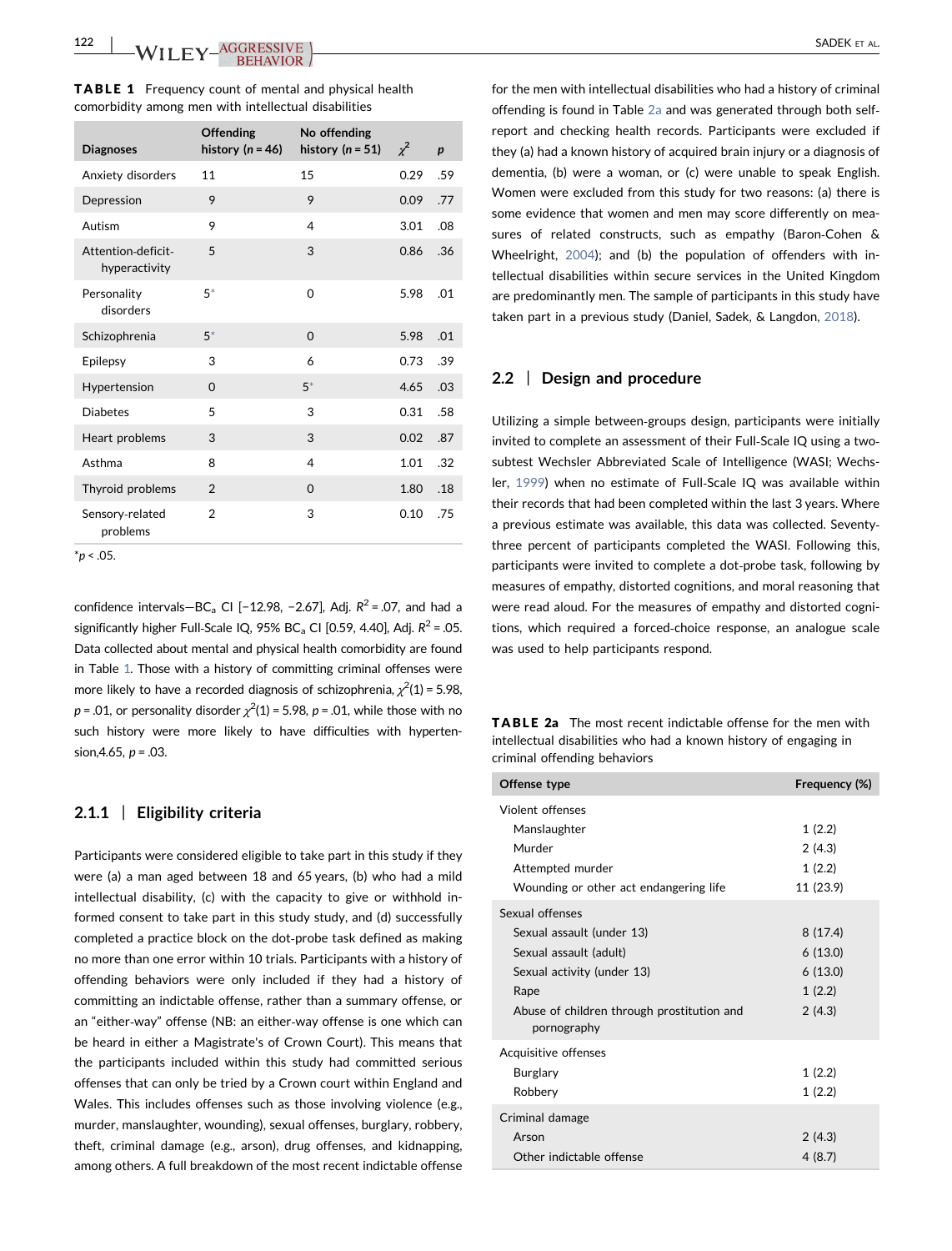**TABLE 1** Frequency count of mental and physical health comorbidity among men with intellectual disabilities

| Diagnoses | Offending history ($n = 46$) | No offending history ($n = 51$) | $\chi^2$ | $p$ |
|---|---|---|---|---|
| Anxiety disorders | 11 | 15 | 0.29 | .59 |
| Depression | 9 | 9 | 0.09 | .77 |
| Autism | 9 | 4 | 3.01 | .08 |
| Attention-deficit-hyperactivity | 5 | 3 | 0.86 | .36 |
| Personality disorders | 5* | 0 | 5.98 | .01 |
| Schizophrenia | 5* | 0 | 5.98 | .01 |
| Epilepsy | 3 | 6 | 0.73 | .39 |
| Hypertension | 0 | 5* | 4.65 | .03 |
| Diabetes | 5 | 3 | 0.31 | .58 |
| Heart problems | 3 | 3 | 0.02 | .87 |
| Asthma | 8 | 4 | 1.01 | .32 |
| Thyroid problems | 2 | 0 | 1.80 | .18 |
| Sensory-related problems | 2 | 3 | 0.10 | .75 |

*$p < .05$.

confidence intervals—$BC_a$ CI [−12.98, −2.67], Adj. $R^2 = .07$, and had a significantly higher Full-Scale IQ, 95% $BC_a$ CI [0.59, 4.40], Adj. $R^2 = .05$. Data collected about mental and physical health comorbidity are found in Table 1. Those with a history of committing criminal offenses were more likely to have a recorded diagnosis of schizophrenia, $\chi^2(1) = 5.98$, $p = .01$, or personality disorder $\chi^2(1) = 5.98$, $p = .01$, while those with no such history were more likely to have difficulties with hypertension,4.65, $p = .03$.

### 2.1.1 | Eligibility criteria

Participants were considered eligible to take part in this study if they were (a) a man aged between 18 and 65 years, (b) who had a mild intellectual disability, (c) with the capacity to give or withhold informed consent to take part in this study study, and (d) successfully completed a practice block on the dot-probe task defined as making no more than one error within 10 trials. Participants with a history of offending behaviors were only included if they had a history of committing an indictable offense, rather than a summary offense, or an "either-way" offense (NB: an either-way offense is one which can be heard in either a Magistrate's of Crown Court). This means that the participants included within this study had committed serious offenses that can only be tried by a Crown court within England and Wales. This includes offenses such as those involving violence (e.g., murder, manslaughter, wounding), sexual offenses, burglary, robbery, theft, criminal damage (e.g., arson), drug offenses, and kidnapping, among others. A full breakdown of the most recent indictable offense for the men with intellectual disabilities who had a history of criminal offending is found in Table 2a and was generated through both self-report and checking health records. Participants were excluded if they (a) had a known history of acquired brain injury or a diagnosis of dementia, (b) were a woman, or (c) were unable to speak English. Women were excluded from this study for two reasons: (a) there is some evidence that women and men may score differently on measures of related constructs, such as empathy (Baron-Cohen & Wheelright, 2004); and (b) the population of offenders with intellectual disabilities within secure services in the United Kingdom are predominantly men. The sample of participants in this study have taken part in a previous study (Daniel, Sadek, & Langdon, 2018).

## 2.2 | Design and procedure

Utilizing a simple between-groups design, participants were initially invited to complete an assessment of their Full-Scale IQ using a two-subtest Wechsler Abbreviated Scale of Intelligence (WASI; Wechsler, 1999) when no estimate of Full-Scale IQ was available within their records that had been completed within the last 3 years. Where a previous estimate was available, this data was collected. Seventy-three percent of participants completed the WASI. Following this, participants were invited to complete a dot-probe task, following by measures of empathy, distorted cognitions, and moral reasoning that were read aloud. For the measures of empathy and distorted cognitions, which required a forced-choice response, an analogue scale was used to help participants respond.

**TABLE 2a** The most recent indictable offense for the men with intellectual disabilities who had a known history of engaging in criminal offending behaviors

| Offense type | Frequency (%) |
|---|---|
| Violent offenses | |
| Manslaughter | 1 (2.2) |
| Murder | 2 (4.3) |
| Attempted murder | 1 (2.2) |
| Wounding or other act endangering life | 11 (23.9) |
| Sexual offenses | |
| Sexual assault (under 13) | 8 (17.4) |
| Sexual assault (adult) | 6 (13.0) |
| Sexual activity (under 13) | 6 (13.0) |
| Rape | 1 (2.2) |
| Abuse of children through prostitution and pornography | 2 (4.3) |
| Acquisitive offenses | |
| Burglary | 1 (2.2) |
| Robbery | 1 (2.2) |
| Criminal damage | |
| Arson | 2 (4.3) |
| Other indictable offense | 4 (8.7) |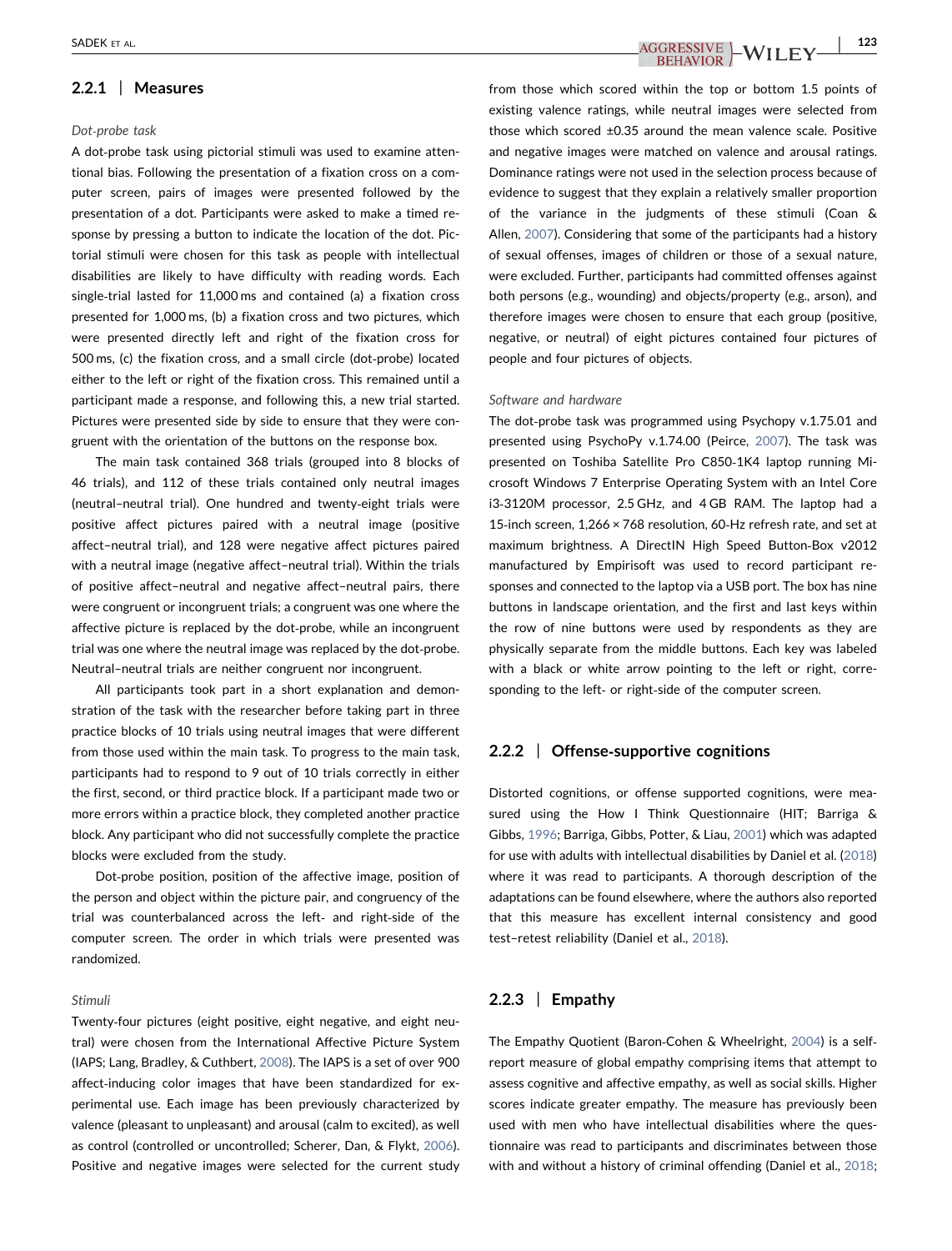### 2.2.1 | Measures

*Dot-probe task*

A dot-probe task using pictorial stimuli was used to examine attentional bias. Following the presentation of a fixation cross on a computer screen, pairs of images were presented followed by the presentation of a dot. Participants were asked to make a timed response by pressing a button to indicate the location of the dot. Pictorial stimuli were chosen for this task as people with intellectual disabilities are likely to have difficulty with reading words. Each single-trial lasted for 11,000 ms and contained (a) a fixation cross presented for 1,000 ms, (b) a fixation cross and two pictures, which were presented directly left and right of the fixation cross for 500 ms, (c) the fixation cross, and a small circle (dot-probe) located either to the left or right of the fixation cross. This remained until a participant made a response, and following this, a new trial started. Pictures were presented side by side to ensure that they were congruent with the orientation of the buttons on the response box.

The main task contained 368 trials (grouped into 8 blocks of 46 trials), and 112 of these trials contained only neutral images (neutral–neutral trial). One hundred and twenty-eight trials were positive affect pictures paired with a neutral image (positive affect–neutral trial), and 128 were negative affect pictures paired with a neutral image (negative affect–neutral trial). Within the trials of positive affect–neutral and negative affect–neutral pairs, there were congruent or incongruent trials; a congruent was one where the affective picture is replaced by the dot-probe, while an incongruent trial was one where the neutral image was replaced by the dot-probe. Neutral–neutral trials are neither congruent nor incongruent.

All participants took part in a short explanation and demonstration of the task with the researcher before taking part in three practice blocks of 10 trials using neutral images that were different from those used within the main task. To progress to the main task, participants had to respond to 9 out of 10 trials correctly in either the first, second, or third practice block. If a participant made two or more errors within a practice block, they completed another practice block. Any participant who did not successfully complete the practice blocks were excluded from the study.

Dot-probe position, position of the affective image, position of the person and object within the picture pair, and congruency of the trial was counterbalanced across the left- and right-side of the computer screen. The order in which trials were presented was randomized.

*Stimuli*

Twenty-four pictures (eight positive, eight negative, and eight neutral) were chosen from the International Affective Picture System (IAPS; Lang, Bradley, & Cuthbert, 2008). The IAPS is a set of over 900 affect-inducing color images that have been standardized for experimental use. Each image has been previously characterized by valence (pleasant to unpleasant) and arousal (calm to excited), as well as control (controlled or uncontrolled; Scherer, Dan, & Flykt, 2006). Positive and negative images were selected for the current study from those which scored within the top or bottom 1.5 points of existing valence ratings, while neutral images were selected from those which scored ±0.35 around the mean valence scale. Positive and negative images were matched on valence and arousal ratings. Dominance ratings were not used in the selection process because of evidence to suggest that they explain a relatively smaller proportion of the variance in the judgments of these stimuli (Coan & Allen, 2007). Considering that some of the participants had a history of sexual offenses, images of children or those of a sexual nature, were excluded. Further, participants had committed offenses against both persons (e.g., wounding) and objects/property (e.g., arson), and therefore images were chosen to ensure that each group (positive, negative, or neutral) of eight pictures contained four pictures of people and four pictures of objects.

*Software and hardware*

The dot-probe task was programmed using Psychopy v.1.75.01 and presented using PsychoPy v.1.74.00 (Peirce, 2007). The task was presented on Toshiba Satellite Pro C850-1K4 laptop running Microsoft Windows 7 Enterprise Operating System with an Intel Core i3-3120M processor, 2.5 GHz, and 4 GB RAM. The laptop had a 15-inch screen, 1,266 × 768 resolution, 60-Hz refresh rate, and set at maximum brightness. A DirectIN High Speed Button-Box v2012 manufactured by Empirisoft was used to record participant responses and connected to the laptop via a USB port. The box has nine buttons in landscape orientation, and the first and last keys within the row of nine buttons were used by respondents as they are physically separate from the middle buttons. Each key was labeled with a black or white arrow pointing to the left or right, corresponding to the left- or right-side of the computer screen.

### 2.2.2 | Offense-supportive cognitions

Distorted cognitions, or offense supported cognitions, were measured using the How I Think Questionnaire (HIT; Barriga & Gibbs, 1996; Barriga, Gibbs, Potter, & Liau, 2001) which was adapted for use with adults with intellectual disabilities by Daniel et al. (2018) where it was read to participants. A thorough description of the adaptations can be found elsewhere, where the authors also reported that this measure has excellent internal consistency and good test–retest reliability (Daniel et al., 2018).

### 2.2.3 | Empathy

The Empathy Quotient (Baron-Cohen & Wheelright, 2004) is a self-report measure of global empathy comprising items that attempt to assess cognitive and affective empathy, as well as social skills. Higher scores indicate greater empathy. The measure has previously been used with men who have intellectual disabilities where the questionnaire was read to participants and discriminates between those with and without a history of criminal offending (Daniel et al., 2018;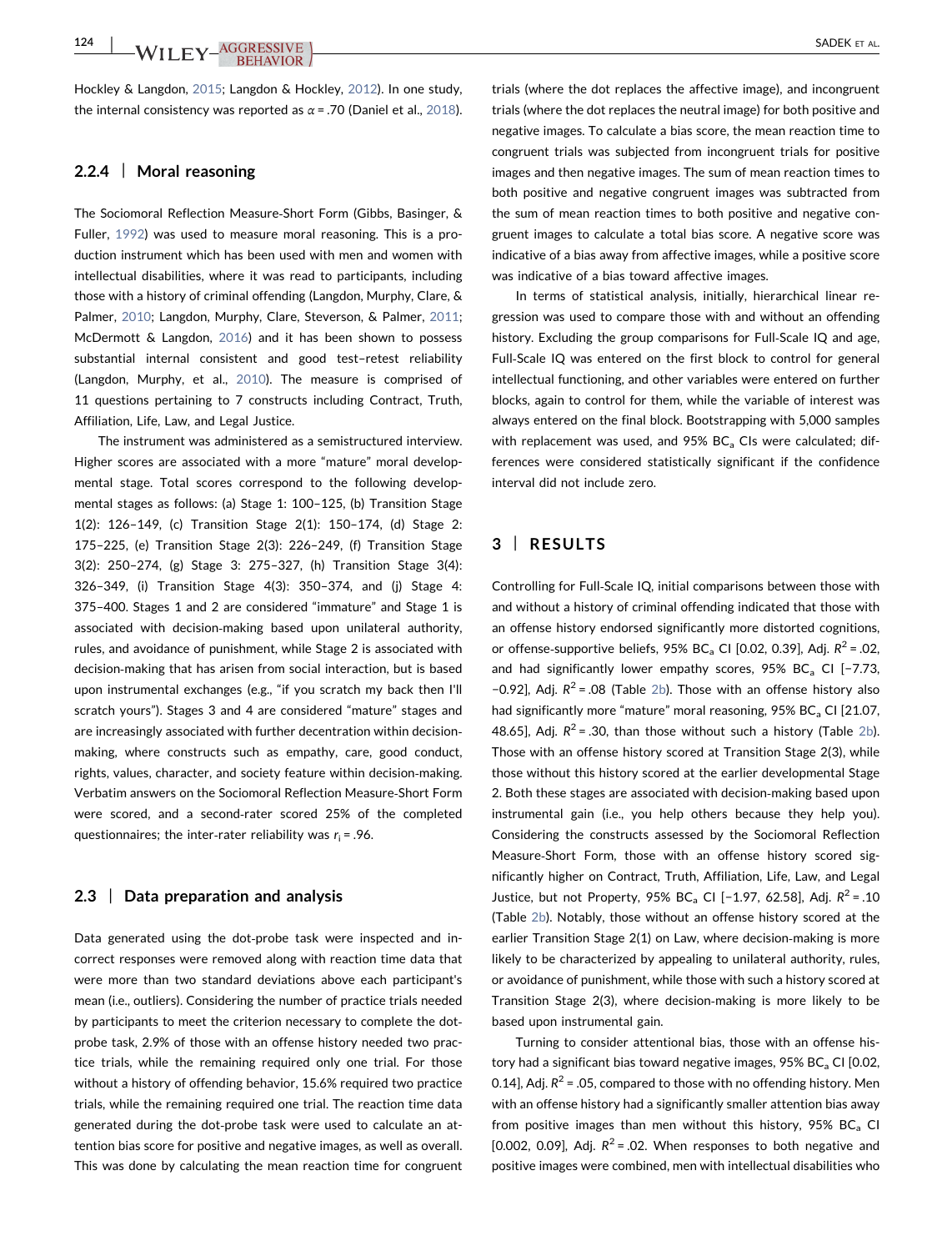Hockley & Langdon, 2015; Langdon & Hockley, 2012). In one study, the internal consistency was reported as $\alpha = .70$ (Daniel et al., 2018).

### 2.2.4 | Moral reasoning

The Sociomoral Reflection Measure-Short Form (Gibbs, Basinger, & Fuller, 1992) was used to measure moral reasoning. This is a production instrument which has been used with men and women with intellectual disabilities, where it was read to participants, including those with a history of criminal offending (Langdon, Murphy, Clare, & Palmer, 2010; Langdon, Murphy, Clare, Steverson, & Palmer, 2011; McDermott & Langdon, 2016) and it has been shown to possess substantial internal consistent and good test–retest reliability (Langdon, Murphy, et al., 2010). The measure is comprised of 11 questions pertaining to 7 constructs including Contract, Truth, Affiliation, Life, Law, and Legal Justice.

The instrument was administered as a semistructured interview. Higher scores are associated with a more "mature" moral developmental stage. Total scores correspond to the following developmental stages as follows: (a) Stage 1: 100–125, (b) Transition Stage 1(2): 126–149, (c) Transition Stage 2(1): 150–174, (d) Stage 2: 175–225, (e) Transition Stage 2(3): 226–249, (f) Transition Stage 3(2): 250–274, (g) Stage 3: 275–327, (h) Transition Stage 3(4): 326–349, (i) Transition Stage 4(3): 350–374, and (j) Stage 4: 375–400. Stages 1 and 2 are considered "immature" and Stage 1 is associated with decision-making based upon unilateral authority, rules, and avoidance of punishment, while Stage 2 is associated with decision-making that has arisen from social interaction, but is based upon instrumental exchanges (e.g., "if you scratch my back then I'll scratch yours"). Stages 3 and 4 are considered "mature" stages and are increasingly associated with further decentration within decision-making, where constructs such as empathy, care, good conduct, rights, values, character, and society feature within decision-making. Verbatim answers on the Sociomoral Reflection Measure-Short Form were scored, and a second-rater scored 25% of the completed questionnaires; the inter-rater reliability was $r_i = .96$.

## 2.3 | Data preparation and analysis

Data generated using the dot-probe task were inspected and incorrect responses were removed along with reaction time data that were more than two standard deviations above each participant's mean (i.e., outliers). Considering the number of practice trials needed by participants to meet the criterion necessary to complete the dot-probe task, 2.9% of those with an offense history needed two practice trials, while the remaining required only one trial. For those without a history of offending behavior, 15.6% required two practice trials, while the remaining required one trial. The reaction time data generated during the dot-probe task were used to calculate an attention bias score for positive and negative images, as well as overall. This was done by calculating the mean reaction time for congruent trials (where the dot replaces the affective image), and incongruent trials (where the dot replaces the neutral image) for both positive and negative images. To calculate a bias score, the mean reaction time to congruent trials was subjected from incongruent trials for positive images and then negative images. The sum of mean reaction times to both positive and negative congruent images was subtracted from the sum of mean reaction times to both positive and negative congruent images to calculate a total bias score. A negative score was indicative of a bias away from affective images, while a positive score was indicative of a bias toward affective images.

In terms of statistical analysis, initially, hierarchical linear regression was used to compare those with and without an offending history. Excluding the group comparisons for Full-Scale IQ and age, Full-Scale IQ was entered on the first block to control for general intellectual functioning, and other variables were entered on further blocks, again to control for them, while the variable of interest was always entered on the final block. Bootstrapping with 5,000 samples with replacement was used, and 95% $BC_a$ CIs were calculated; differences were considered statistically significant if the confidence interval did not include zero.

# 3 | RESULTS

Controlling for Full-Scale IQ, initial comparisons between those with and without a history of criminal offending indicated that those with an offense history endorsed significantly more distorted cognitions, or offense-supportive beliefs, 95% $BC_a$ CI [0.02, 0.39], Adj. $R^2 = .02$, and had significantly lower empathy scores, 95% $BC_a$ CI [−7.73, −0.92], Adj. $R^2 = .08$ (Table 2b). Those with an offense history also had significantly more "mature" moral reasoning, 95% $BC_a$ CI [21.07, 48.65], Adj. $R^2 = .30$, than those without such a history (Table 2b). Those with an offense history scored at Transition Stage 2(3), while those without this history scored at the earlier developmental Stage 2. Both these stages are associated with decision-making based upon instrumental gain (i.e., you help others because they help you). Considering the constructs assessed by the Sociomoral Reflection Measure-Short Form, those with an offense history scored significantly higher on Contract, Truth, Affiliation, Life, Law, and Legal Justice, but not Property, 95% $BC_a$ CI [−1.97, 62.58], Adj. $R^2 = .10$ (Table 2b). Notably, those without an offense history scored at the earlier Transition Stage 2(1) on Law, where decision-making is more likely to be characterized by appealing to unilateral authority, rules, or avoidance of punishment, while those with such a history scored at Transition Stage 2(3), where decision-making is more likely to be based upon instrumental gain.

Turning to consider attentional bias, those with an offense history had a significant bias toward negative images, 95% $BC_a$ CI [0.02, 0.14], Adj. $R^2 = .05$, compared to those with no offending history. Men with an offense history had a significantly smaller attention bias away from positive images than men without this history, 95% $BC_a$ CI [0.002, 0.09], Adj. $R^2 = .02$. When responses to both negative and positive images were combined, men with intellectual disabilities who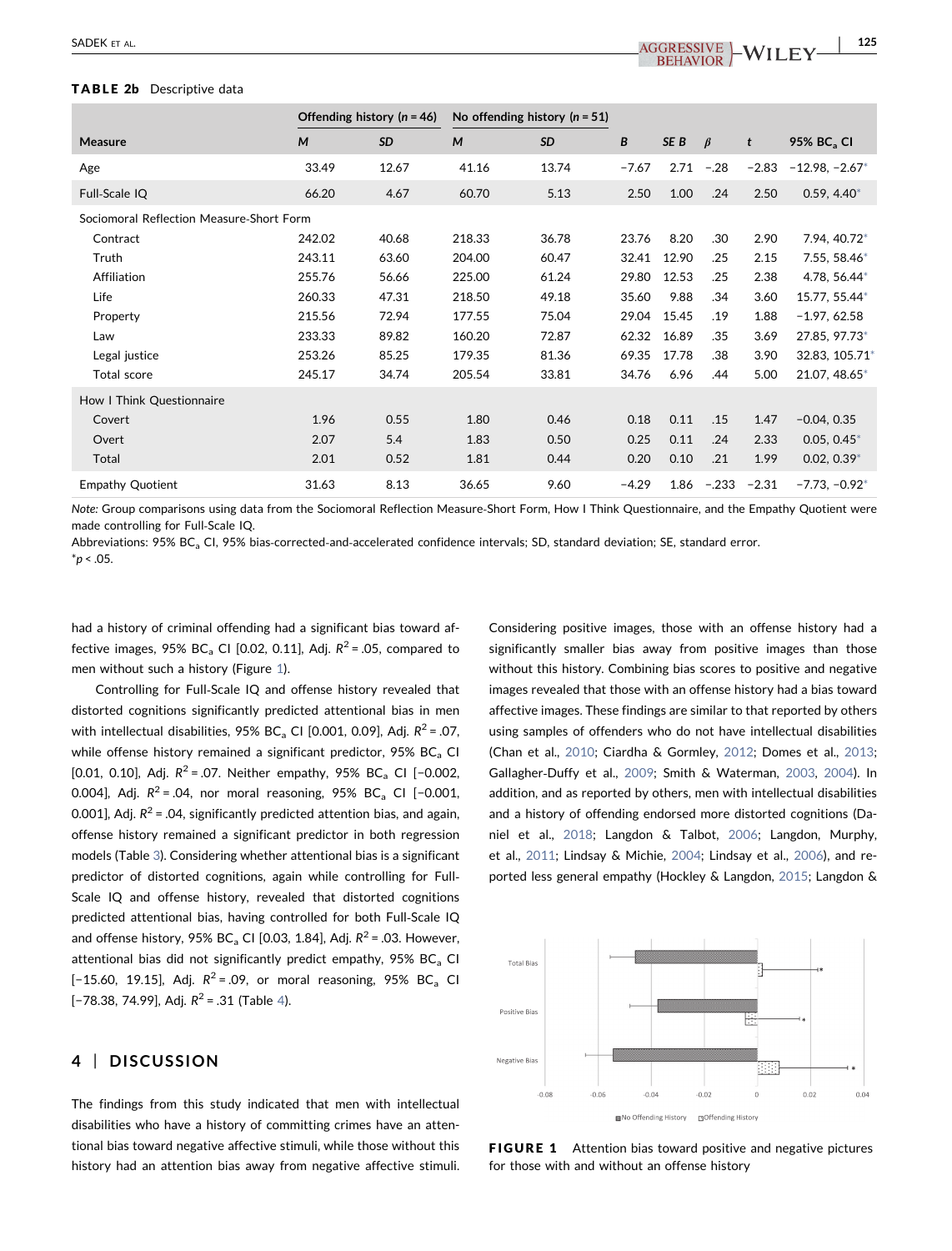**TABLE 2b** Descriptive data

| Measure | Offending history ($n$ = 46) | | No offending history ($n$ = 51) | | | | | | |
|---|---|---|---|---|---|---|---|---|---|
| | *M* | *SD* | *M* | *SD* | *B* | *SE B* | *β* | *t* | 95% $BC_a$ CI |
| Age | 33.49 | 12.67 | 41.16 | 13.74 | −7.67 | 2.71 | −.28 | −2.83 | −12.98, −2.67* |
| Full-Scale IQ | 66.20 | 4.67 | 60.70 | 5.13 | 2.50 | 1.00 | .24 | 2.50 | 0.59, 4.40* |
| Sociomoral Reflection Measure-Short Form | | | | | | | | | |
| Contract | 242.02 | 40.68 | 218.33 | 36.78 | 23.76 | 8.20 | .30 | 2.90 | 7.94, 40.72* |
| Truth | 243.11 | 63.60 | 204.00 | 60.47 | 32.41 | 12.90 | .25 | 2.15 | 7.55, 58.46* |
| Affiliation | 255.76 | 56.66 | 225.00 | 61.24 | 29.80 | 12.53 | .25 | 2.38 | 4.78, 56.44* |
| Life | 260.33 | 47.31 | 218.50 | 49.18 | 35.60 | 9.88 | .34 | 3.60 | 15.77, 55.44* |
| Property | 215.56 | 72.94 | 177.55 | 75.04 | 29.04 | 15.45 | .19 | 1.88 | −1.97, 62.58 |
| Law | 233.33 | 89.82 | 160.20 | 72.87 | 62.32 | 16.89 | .35 | 3.69 | 27.85, 97.73* |
| Legal justice | 253.26 | 85.25 | 179.35 | 81.36 | 69.35 | 17.78 | .38 | 3.90 | 32.83, 105.71* |
| Total score | 245.17 | 34.74 | 205.54 | 33.81 | 34.76 | 6.96 | .44 | 5.00 | 21.07, 48.65* |
| How I Think Questionnaire | | | | | | | | | |
| Covert | 1.96 | 0.55 | 1.80 | 0.46 | 0.18 | 0.11 | .15 | 1.47 | −0.04, 0.35 |
| Overt | 2.07 | 5.4 | 1.83 | 0.50 | 0.25 | 0.11 | .24 | 2.33 | 0.05, 0.45* |
| Total | 2.01 | 0.52 | 1.81 | 0.44 | 0.20 | 0.10 | .21 | 1.99 | 0.02, 0.39* |
| Empathy Quotient | 31.63 | 8.13 | 36.65 | 9.60 | −4.29 | 1.86 | −.233 | −2.31 | −7.73, −0.92* |

*Note:* Group comparisons using data from the Sociomoral Reflection Measure-Short Form, How I Think Questionnaire, and the Empathy Quotient were made controlling for Full-Scale IQ.

Abbreviations: 95% $BC_a$ CI, 95% bias-corrected-and-accelerated confidence intervals; SD, standard deviation; SE, standard error.

*$p < .05$.

had a history of criminal offending had a significant bias toward affective images, 95% $BC_a$ CI [0.02, 0.11], Adj. $R^2$ = .05, compared to men without such a history (Figure 1).

Controlling for Full-Scale IQ and offense history revealed that distorted cognitions significantly predicted attentional bias in men with intellectual disabilities, 95% $BC_a$ CI [0.001, 0.09], Adj. $R^2$ = .07, while offense history remained a significant predictor, 95% $BC_a$ CI [0.01, 0.10], Adj. $R^2$ = .07. Neither empathy, 95% $BC_a$ CI [−0.002, 0.004], Adj. $R^2$ = .04, nor moral reasoning, 95% $BC_a$ CI [−0.001, 0.001], Adj. $R^2$ = .04, significantly predicted attention bias, and again, offense history remained a significant predictor in both regression models (Table 3). Considering whether attentional bias is a significant predictor of distorted cognitions, again while controlling for Full-Scale IQ and offense history, revealed that distorted cognitions predicted attentional bias, having controlled for both Full-Scale IQ and offense history, 95% $BC_a$ CI [0.03, 1.84], Adj. $R^2$ = .03. However, attentional bias did not significantly predict empathy, 95% $BC_a$ CI [−15.60, 19.15], Adj. $R^2$ = .09, or moral reasoning, 95% $BC_a$ CI [−78.38, 74.99], Adj. $R^2$ = .31 (Table 4).

## 4 | DISCUSSION

The findings from this study indicated that men with intellectual disabilities who have a history of committing crimes have an attentional bias toward negative affective stimuli, while those without this history had an attention bias away from negative affective stimuli. Considering positive images, those with an offense history had a significantly smaller bias away from positive images than those without this history. Combining bias scores to positive and negative images revealed that those with an offense history had a bias toward affective images. These findings are similar to that reported by others using samples of offenders who do not have intellectual disabilities (Chan et al., 2010; Ciardha & Gormley, 2012; Domes et al., 2013; Gallagher-Duffy et al., 2009; Smith & Waterman, 2003, 2004). In addition, and as reported by others, men with intellectual disabilities and a history of offending endorsed more distorted cognitions (Daniel et al., 2018; Langdon & Talbot, 2006; Langdon, Murphy, et al., 2011; Lindsay & Michie, 2004; Lindsay et al., 2006), and reported less general empathy (Hockley & Langdon, 2015; Langdon &

**FIGURE 1** Attention bias toward positive and negative pictures for those with and without an offense history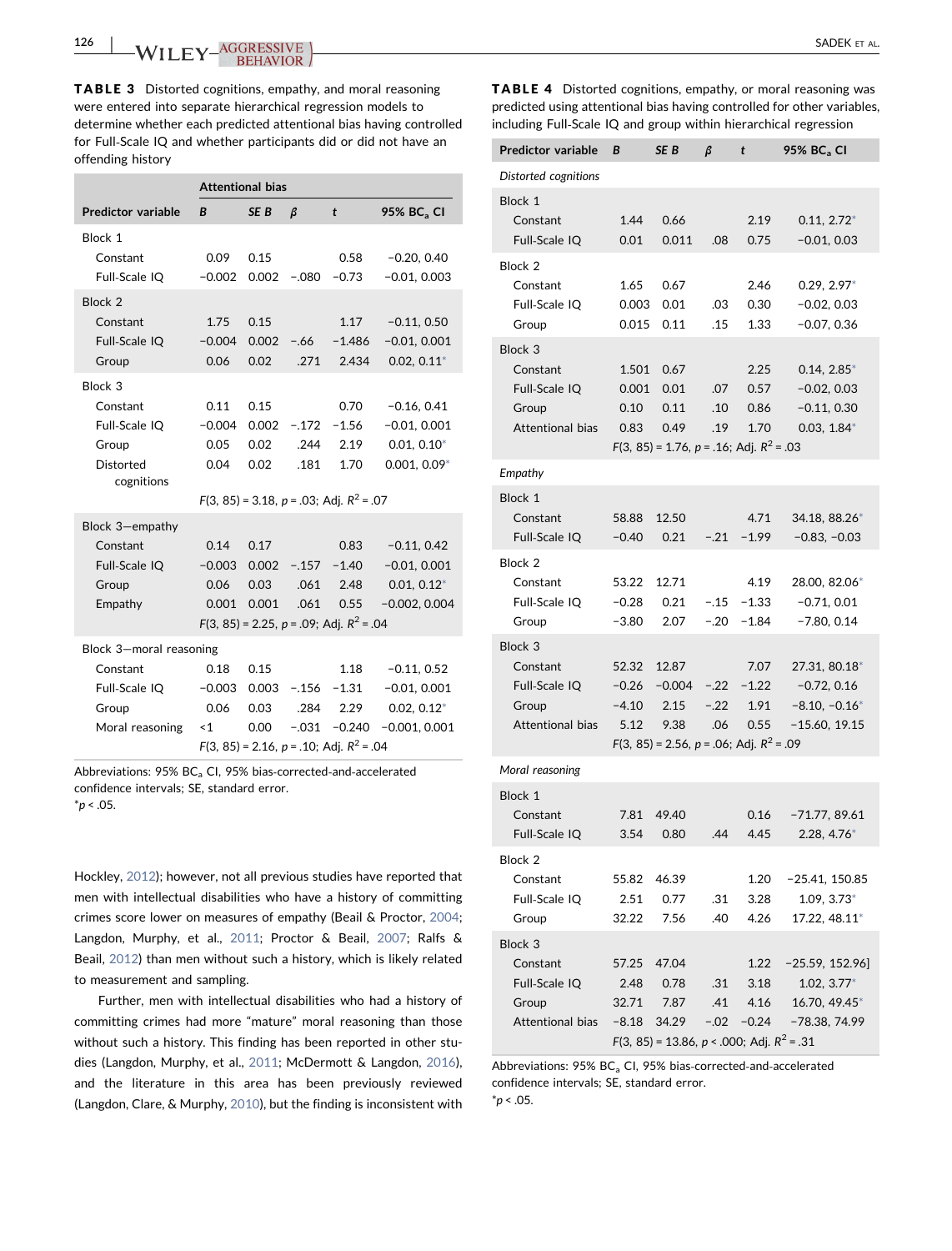**TABLE 3** Distorted cognitions, empathy, and moral reasoning were entered into separate hierarchical regression models to determine whether each predicted attentional bias having controlled for Full-Scale IQ and whether participants did or did not have an offending history

| | Attentional bias | | | | |
|---|---|---|---|---|---|
| **Predictor variable** | ***B*** | ***SE B*** | ***β*** | ***t*** | **95% $BC_a$ CI** |
| Block 1 | | | | | |
| Constant | 0.09 | 0.15 | | 0.58 | −0.20, 0.40 |
| Full-Scale IQ | −0.002 | 0.002 | −.080 | −0.73 | −0.01, 0.003 |
| Block 2 | | | | | |
| Constant | 1.75 | 0.15 | | 1.17 | −0.11, 0.50 |
| Full-Scale IQ | −0.004 | 0.002 | −.66 | −1.486 | −0.01, 0.001 |
| Group | 0.06 | 0.02 | .271 | 2.434 | 0.02, 0.11* |
| Block 3 | | | | | |
| Constant | 0.11 | 0.15 | | 0.70 | −0.16, 0.41 |
| Full-Scale IQ | −0.004 | 0.002 | −.172 | −1.56 | −0.01, 0.001 |
| Group | 0.05 | 0.02 | .244 | 2.19 | 0.01, 0.10* |
| Distorted cognitions | 0.04 | 0.02 | .181 | 1.70 | 0.001, 0.09* |
| | $F(3, 85) = 3.18$, $p = .03$; Adj. $R^2 = .07$ | | | | |
| Block 3—empathy | | | | | |
| Constant | 0.14 | 0.17 | | 0.83 | −0.11, 0.42 |
| Full-Scale IQ | −0.003 | 0.002 | −.157 | −1.40 | −0.01, 0.001 |
| Group | 0.06 | 0.03 | .061 | 2.48 | 0.01, 0.12* |
| Empathy | 0.001 | 0.001 | .061 | 0.55 | −0.002, 0.004 |
| | $F(3, 85) = 2.25$, $p = .09$; Adj. $R^2 = .04$ | | | | |
| Block 3—moral reasoning | | | | | |
| Constant | 0.18 | 0.15 | | 1.18 | −0.11, 0.52 |
| Full-Scale IQ | −0.003 | 0.003 | −.156 | −1.31 | −0.01, 0.001 |
| Group | 0.06 | 0.03 | .284 | 2.29 | 0.02, 0.12* |
| Moral reasoning | <1 | 0.00 | −.031 | −0.240 | −0.001, 0.001 |
| | $F(3, 85) = 2.16$, $p = .10$; Adj. $R^2 = .04$ | | | | |

Abbreviations: 95% $BC_a$ CI, 95% bias-corrected-and-accelerated confidence intervals; SE, standard error.
*$p < .05$.

**TABLE 4** Distorted cognitions, empathy, or moral reasoning was predicted using attentional bias having controlled for other variables, including Full-Scale IQ and group within hierarchical regression

| **Predictor variable** | ***B*** | ***SE B*** | ***β*** | ***t*** | **95% $BC_a$ CI** |
|---|---|---|---|---|---|
| *Distorted cognitions* | | | | | |
| Block 1 | | | | | |
| Constant | 1.44 | 0.66 | | 2.19 | 0.11, 2.72* |
| Full-Scale IQ | 0.01 | 0.011 | .08 | 0.75 | −0.01, 0.03 |
| Block 2 | | | | | |
| Constant | 1.65 | 0.67 | | 2.46 | 0.29, 2.97* |
| Full-Scale IQ | 0.003 | 0.01 | .03 | 0.30 | −0.02, 0.03 |
| Group | 0.015 | 0.11 | .15 | 1.33 | −0.07, 0.36 |
| Block 3 | | | | | |
| Constant | 1.501 | 0.67 | | 2.25 | 0.14, 2.85* |
| Full-Scale IQ | 0.001 | 0.01 | .07 | 0.57 | −0.02, 0.03 |
| Group | 0.10 | 0.11 | .10 | 0.86 | −0.11, 0.30 |
| Attentional bias | 0.83 | 0.49 | .19 | 1.70 | 0.03, 1.84* |
| | $F(3, 85) = 1.76$, $p = .16$; Adj. $R^2 = .03$ | | | | |
| *Empathy* | | | | | |
| Block 1 | | | | | |
| Constant | 58.88 | 12.50 | | 4.71 | 34.18, 88.26* |
| Full-Scale IQ | −0.40 | 0.21 | −.21 | −1.99 | −0.83, −0.03 |
| Block 2 | | | | | |
| Constant | 53.22 | 12.71 | | 4.19 | 28.00, 82.06* |
| Full-Scale IQ | −0.28 | 0.21 | −.15 | −1.33 | −0.71, 0.01 |
| Group | −3.80 | 2.07 | −.20 | −1.84 | −7.80, 0.14 |
| Block 3 | | | | | |
| Constant | 52.32 | 12.87 | | 7.07 | 27.31, 80.18* |
| Full-Scale IQ | −0.26 | −0.004 | −.22 | −1.22 | −0.72, 0.16 |
| Group | −4.10 | 2.15 | −.22 | 1.91 | −8.10, −0.16* |
| Attentional bias | 5.12 | 9.38 | .06 | 0.55 | −15.60, 19.15 |
| | $F(3, 85) = 2.56$, $p = .06$; Adj. $R^2 = .09$ | | | | |
| *Moral reasoning* | | | | | |
| Block 1 | | | | | |
| Constant | 7.81 | 49.40 | | 0.16 | −71.77, 89.61 |
| Full-Scale IQ | 3.54 | 0.80 | .44 | 4.45 | 2.28, 4.76* |
| Block 2 | | | | | |
| Constant | 55.82 | 46.39 | | 1.20 | −25.41, 150.85 |
| Full-Scale IQ | 2.51 | 0.77 | .31 | 3.28 | 1.09, 3.73* |
| Group | 32.22 | 7.56 | .40 | 4.26 | 17.22, 48.11* |
| Block 3 | | | | | |
| Constant | 57.25 | 47.04 | | 1.22 | −25.59, 152.96] |
| Full-Scale IQ | 2.48 | 0.78 | .31 | 3.18 | 1.02, 3.77* |
| Group | 32.71 | 7.87 | .41 | 4.16 | 16.70, 49.45* |
| Attentional bias | −8.18 | 34.29 | −.02 | −0.24 | −78.38, 74.99 |
| | $F(3, 85) = 13.86$, $p < .000$; Adj. $R^2 = .31$ | | | | |

Abbreviations: 95% $BC_a$ CI, 95% bias-corrected-and-accelerated confidence intervals; SE, standard error.
*$p < .05$.

Hockley, 2012); however, not all previous studies have reported that men with intellectual disabilities who have a history of committing crimes score lower on measures of empathy (Beail & Proctor, 2004; Langdon, Murphy, et al., 2011; Proctor & Beail, 2007; Ralfs & Beail, 2012) than men without such a history, which is likely related to measurement and sampling.

Further, men with intellectual disabilities who had a history of committing crimes had more "mature" moral reasoning than those without such a history. This finding has been reported in other studies (Langdon, Murphy, et al., 2011; McDermott & Langdon, 2016), and the literature in this area has been previously reviewed (Langdon, Clare, & Murphy, 2010), but the finding is inconsistent with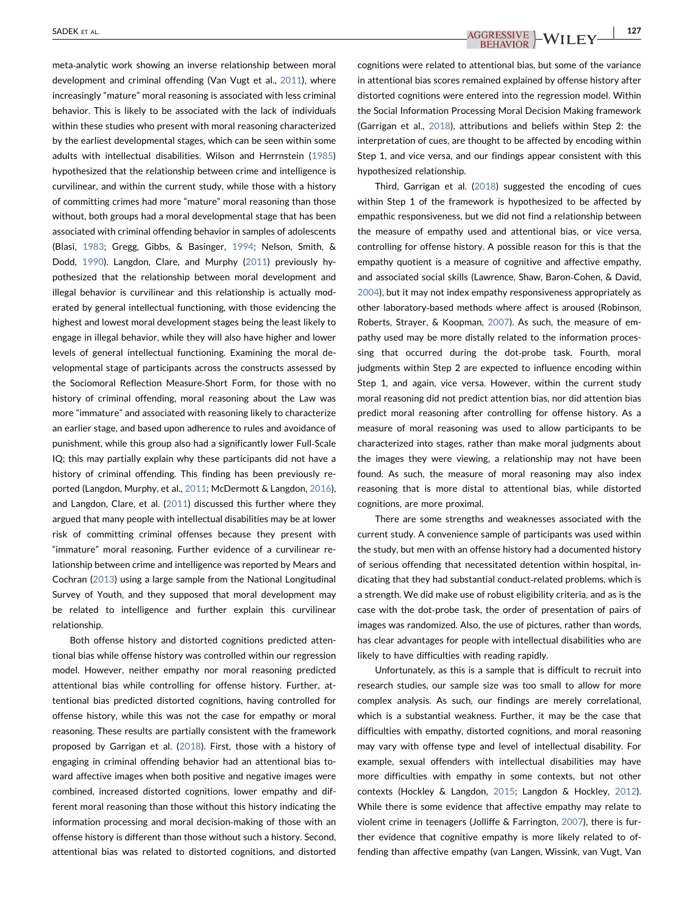meta-analytic work showing an inverse relationship between moral development and criminal offending (Van Vugt et al., 2011), where increasingly "mature" moral reasoning is associated with less criminal behavior. This is likely to be associated with the lack of individuals within these studies who present with moral reasoning characterized by the earliest developmental stages, which can be seen within some adults with intellectual disabilities. Wilson and Herrnstein (1985) hypothesized that the relationship between crime and intelligence is curvilinear, and within the current study, while those with a history of committing crimes had more "mature" moral reasoning than those without, both groups had a moral developmental stage that has been associated with criminal offending behavior in samples of adolescents (Blasi, 1983; Gregg, Gibbs, & Basinger, 1994; Nelson, Smith, & Dodd, 1990). Langdon, Clare, and Murphy (2011) previously hypothesized that the relationship between moral development and illegal behavior is curvilinear and this relationship is actually moderated by general intellectual functioning, with those evidencing the highest and lowest moral development stages being the least likely to engage in illegal behavior, while they will also have higher and lower levels of general intellectual functioning. Examining the moral developmental stage of participants across the constructs assessed by the Sociomoral Reflection Measure-Short Form, for those with no history of criminal offending, moral reasoning about the Law was more "immature" and associated with reasoning likely to characterize an earlier stage, and based upon adherence to rules and avoidance of punishment, while this group also had a significantly lower Full-Scale IQ; this may partially explain why these participants did not have a history of criminal offending. This finding has been previously reported (Langdon, Murphy, et al., 2011; McDermott & Langdon, 2016), and Langdon, Clare, et al. (2011) discussed this further where they argued that many people with intellectual disabilities may be at lower risk of committing criminal offenses because they present with "immature" moral reasoning. Further evidence of a curvilinear relationship between crime and intelligence was reported by Mears and Cochran (2013) using a large sample from the National Longitudinal Survey of Youth, and they supposed that moral development may be related to intelligence and further explain this curvilinear relationship.

Both offense history and distorted cognitions predicted attentional bias while offense history was controlled within our regression model. However, neither empathy nor moral reasoning predicted attentional bias while controlling for offense history. Further, attentional bias predicted distorted cognitions, having controlled for offense history, while this was not the case for empathy or moral reasoning. These results are partially consistent with the framework proposed by Garrigan et al. (2018). First, those with a history of engaging in criminal offending behavior had an attentional bias toward affective images when both positive and negative images were combined, increased distorted cognitions, lower empathy and different moral reasoning than those without this history indicating that the information processing and moral decision-making of those with an offense history is different than those without such a history. Second, attentional bias was related to distorted cognitions, and distorted cognitions were related to attentional bias, but some of the variance in attentional bias scores remained explained by offense history after distorted cognitions were entered into the regression model. Within the Social Information Processing Moral Decision Making framework (Garrigan et al., 2018), attributions and beliefs within Step 2: the interpretation of cues, are thought to be affected by encoding within Step 1, and vice versa, and our findings appear consistent with this hypothesized relationship.

Third, Garrigan et al. (2018) suggested the encoding of cues within Step 1 of the framework is hypothesized to be affected by empathic responsiveness, but we did not find a relationship between the measure of empathy used and attentional bias, or vice versa, controlling for offense history. A possible reason for this is that the empathy quotient is a measure of cognitive and affective empathy, and associated social skills (Lawrence, Shaw, Baron-Cohen, & David, 2004), but it may not index empathy responsiveness appropriately as other laboratory-based methods where affect is aroused (Robinson, Roberts, Strayer, & Koopman, 2007). As such, the measure of empathy used may be more distally related to the information processing that occurred during the dot-probe task. Fourth, moral judgments within Step 2 are expected to influence encoding within Step 1, and again, vice versa. However, within the current study moral reasoning did not predict attention bias, nor did attention bias predict moral reasoning after controlling for offense history. As a measure of moral reasoning was used to allow participants to be characterized into stages, rather than make moral judgments about the images they were viewing, a relationship may not have been found. As such, the measure of moral reasoning may also index reasoning that is more distal to attentional bias, while distorted cognitions, are more proximal.

There are some strengths and weaknesses associated with the current study. A convenience sample of participants was used within the study, but men with an offense history had a documented history of serious offending that necessitated detention within hospital, indicating that they had substantial conduct-related problems, which is a strength. We did make use of robust eligibility criteria, and as is the case with the dot-probe task, the order of presentation of pairs of images was randomized. Also, the use of pictures, rather than words, has clear advantages for people with intellectual disabilities who are likely to have difficulties with reading rapidly.

Unfortunately, as this is a sample that is difficult to recruit into research studies, our sample size was too small to allow for more complex analysis. As such, our findings are merely correlational, which is a substantial weakness. Further, it may be the case that difficulties with empathy, distorted cognitions, and moral reasoning may vary with offense type and level of intellectual disability. For example, sexual offenders with intellectual disabilities may have more difficulties with empathy in some contexts, but not other contexts (Hockley & Langdon, 2015; Langdon & Hockley, 2012). While there is some evidence that affective empathy may relate to violent crime in teenagers (Jolliffe & Farrington, 2007), there is further evidence that cognitive empathy is more likely related to offending than affective empathy (van Langen, Wissink, van Vugt, Van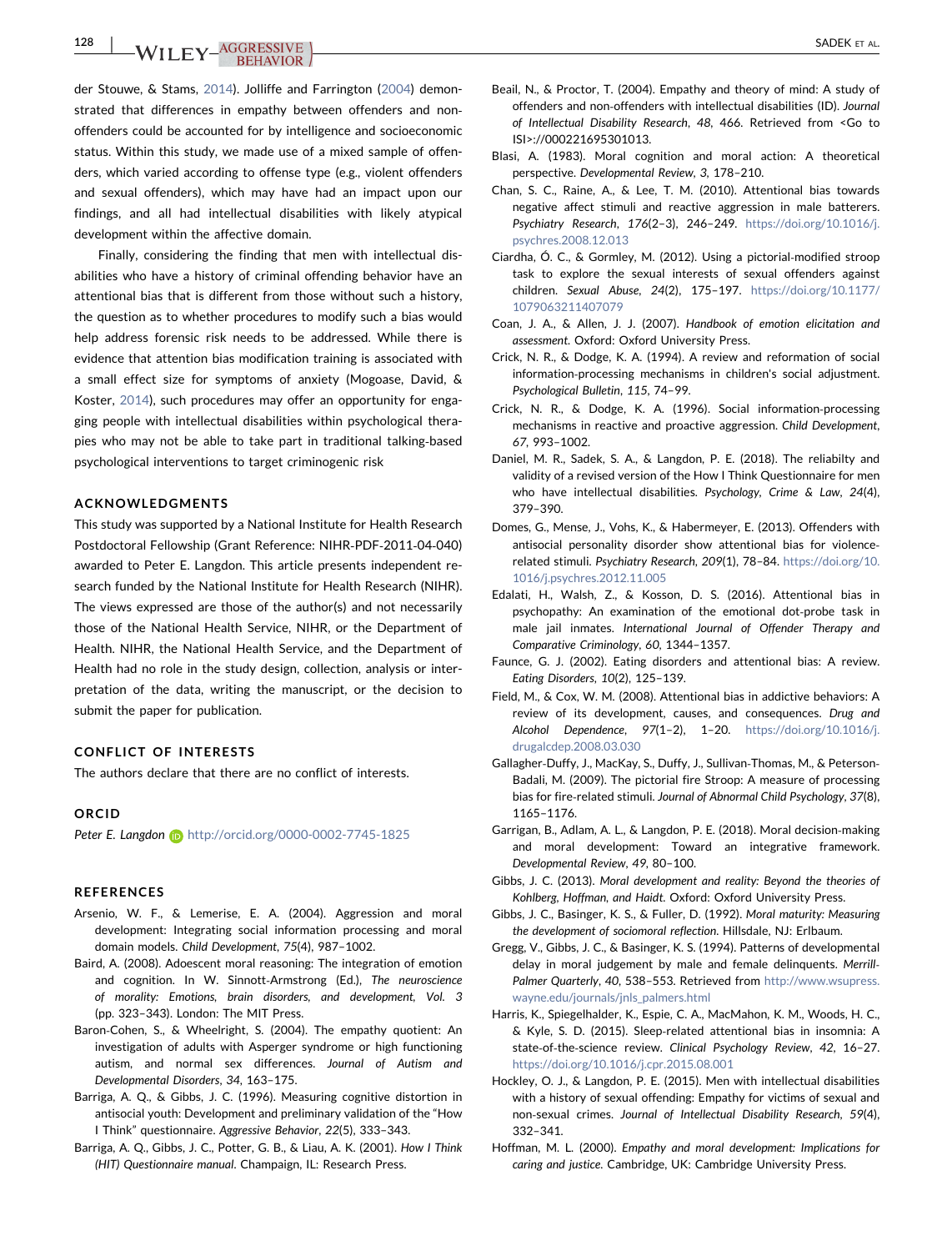der Stouwe, & Stams, 2014). Jolliffe and Farrington (2004) demonstrated that differences in empathy between offenders and non-offenders could be accounted for by intelligence and socioeconomic status. Within this study, we made use of a mixed sample of offenders, which varied according to offense type (e.g., violent offenders and sexual offenders), which may have had an impact upon our findings, and all had intellectual disabilities with likely atypical development within the affective domain.

Finally, considering the finding that men with intellectual disabilities who have a history of criminal offending behavior have an attentional bias that is different from those without such a history, the question as to whether procedures to modify such a bias would help address forensic risk needs to be addressed. While there is evidence that attention bias modification training is associated with a small effect size for symptoms of anxiety (Mogoase, David, & Koster, 2014), such procedures may offer an opportunity for engaging people with intellectual disabilities within psychological therapies who may not be able to take part in traditional talking-based psychological interventions to target criminogenic risk

## ACKNOWLEDGMENTS

This study was supported by a National Institute for Health Research Postdoctoral Research Fellowship (Grant Reference: NIHR-PDF-2011-04-040) awarded to Peter E. Langdon. This article presents independent research funded by the National Institute for Health Research (NIHR). The views expressed are those of the author(s) and not necessarily those of the National Health Service, NIHR, or the Department of Health. NIHR, the National Health Service, and the Department of Health had no role in the study design, collection, analysis or interpretation of the data, writing the manuscript, or the decision to submit the paper for publication.

## CONFLICT OF INTERESTS

The authors declare that there are no conflict of interests.

## ORCID

*Peter E. Langdon* http://orcid.org/0000-0002-7745-1825

## REFERENCES

Arsenio, W. F., & Lemerise, E. A. (2004). Aggression and moral development: Integrating social information processing and moral domain models. *Child Development*, *75*(4), 987–1002.

Baird, A. (2008). Adoescent moral reasoning: The integration of emotion and cognition. In W. Sinnott-Armstrong (Ed.), *The neuroscience of morality: Emotions, brain disorders, and development, Vol. 3* (pp. 323–343). London: The MIT Press.

Baron-Cohen, S., & Wheelright, S. (2004). The empathy quotient: An investigation of adults with Asperger syndrome or high functioning autism, and normal sex differences. *Journal of Autism and Developmental Disorders*, *34*, 163–175.

Barriga, A. Q., & Gibbs, J. C. (1996). Measuring cognitive distortion in antisocial youth: Development and preliminary validation of the "How I Think" questionnaire. *Aggressive Behavior*, *22*(5), 333–343.

Barriga, A. Q., Gibbs, J. C., Potter, G. B., & Liau, A. K. (2001). *How I Think (HIT) Questionnaire manual*. Champaign, IL: Research Press.

Beail, N., & Proctor, T. (2004). Empathy and theory of mind: A study of offenders and non-offenders with intellectual disabilities (ID). *Journal of Intellectual Disability Research*, *48*, 466. Retrieved from <Go to ISI>://000221695301013.

Blasi, A. (1983). Moral cognition and moral action: A theoretical perspective. *Developmental Review*, *3*, 178–210.

Chan, S. C., Raine, A., & Lee, T. M. (2010). Attentional bias towards negative affect stimuli and reactive aggression in male batterers. *Psychiatry Research*, *176*(2–3), 246–249. https://doi.org/10.1016/j.psychres.2008.12.013

Ciardha, Ó. C., & Gormley, M. (2012). Using a pictorial-modified stroop task to explore the sexual interests of sexual offenders against children. *Sexual Abuse*, *24*(2), 175–197. https://doi.org/10.1177/1079063211407079

Coan, J. A., & Allen, J. J. (2007). *Handbook of emotion elicitation and assessment*. Oxford: Oxford University Press.

Crick, N. R., & Dodge, K. A. (1994). A review and reformation of social information-processing mechanisms in children's social adjustment. *Psychological Bulletin*, *115*, 74–99.

Crick, N. R., & Dodge, K. A. (1996). Social information-processing mechanisms in reactive and proactive aggression. *Child Development*, *67*, 993–1002.

Daniel, M. R., Sadek, S. A., & Langdon, P. E. (2018). The reliabilty and validity of a revised version of the How I Think Questionnaire for men who have intellectual disabilities. *Psychology, Crime & Law*, *24*(4), 379–390.

Domes, G., Mense, J., Vohs, K., & Habermeyer, E. (2013). Offenders with antisocial personality disorder show attentional bias for violence-related stimuli. *Psychiatry Research*, *209*(1), 78–84. https://doi.org/10.1016/j.psychres.2012.11.005

Edalati, H., Walsh, Z., & Kosson, D. S. (2016). Attentional bias in psychopathy: An examination of the emotional dot-probe task in male jail inmates. *International Journal of Offender Therapy and Comparative Criminology*, *60*, 1344–1357.

Faunce, G. J. (2002). Eating disorders and attentional bias: A review. *Eating Disorders*, *10*(2), 125–139.

Field, M., & Cox, W. M. (2008). Attentional bias in addictive behaviors: A review of its development, causes, and consequences. *Drug and Alcohol Dependence*, *97*(1–2), 1–20. https://doi.org/10.1016/j.drugalcdep.2008.03.030

Gallagher-Duffy, J., MacKay, S., Duffy, J., Sullivan-Thomas, M., & Peterson-Badali, M. (2009). The pictorial fire Stroop: A measure of processing bias for fire-related stimuli. *Journal of Abnormal Child Psychology*, *37*(8), 1165–1176.

Garrigan, B., Adlam, A. L., & Langdon, P. E. (2018). Moral decision-making and moral development: Toward an integrative framework. *Developmental Review*, *49*, 80–100.

Gibbs, J. C. (2013). *Moral development and reality: Beyond the theories of Kohlberg, Hoffman, and Haidt*. Oxford: Oxford University Press.

Gibbs, J. C., Basinger, K. S., & Fuller, D. (1992). *Moral maturity: Measuring the development of sociomoral reflection*. Hillsdale, NJ: Erlbaum.

Gregg, V., Gibbs, J. C., & Basinger, K. S. (1994). Patterns of developmental delay in moral judgement by male and female delinquents. *Merrill-Palmer Quarterly*, *40*, 538–553. Retrieved from http://www.wsupress.wayne.edu/journals/jnls_palmers.html

Harris, K., Spiegelhalder, K., Espie, C. A., MacMahon, K. M., Woods, H. C., & Kyle, S. D. (2015). Sleep-related attentional bias in insomnia: A state-of-the-science review. *Clinical Psychology Review*, *42*, 16–27. https://doi.org/10.1016/j.cpr.2015.08.001

Hockley, O. J., & Langdon, P. E. (2015). Men with intellectual disabilities with a history of sexual offending: Empathy for victims of sexual and non-sexual crimes. *Journal of Intellectual Disability Research*, *59*(4), 332–341.

Hoffman, M. L. (2000). *Empathy and moral development: Implications for caring and justice*. Cambridge, UK: Cambridge University Press.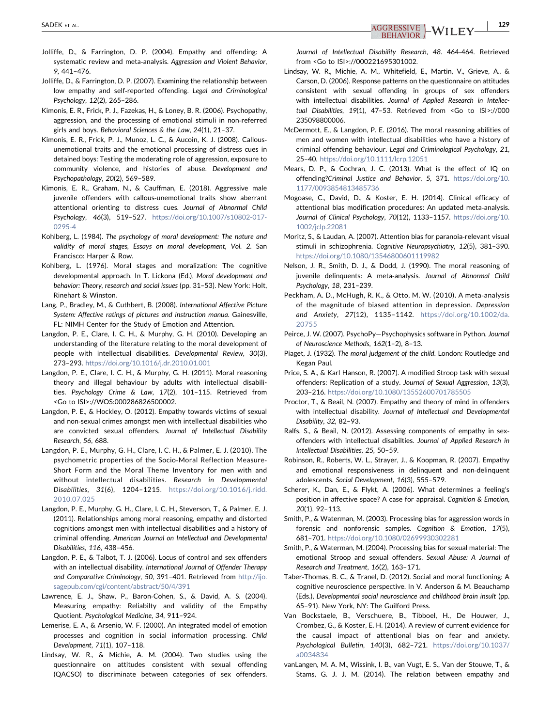Jolliffe, D., & Farrington, D. P. (2004). Empathy and offending: A systematic review and meta-analysis. *Aggression and Violent Behavior*, *9*, 441–476.

Jolliffe, D., & Farrington, D. P. (2007). Examining the relationship between low empathy and self-reported offending. *Legal and Criminological Psychology*, *12*(2), 265–286.

Kimonis, E. R., Frick, P. J., Fazekas, H., & Loney, B. R. (2006). Psychopathy, aggression, and the processing of emotional stimuli in non-referred girls and boys. *Behavioral Sciences & the Law*, *24*(1), 21–37.

Kimonis, E. R., Frick, P. J., Munoz, L. C., & Aucoin, K. J. (2008). Callous-unemotional traits and the emotional processing of distress cues in detained boys: Testing the moderating role of aggression, exposure to community violence, and histories of abuse. *Development and Psychopathology*, *20*(2), 569–589.

Kimonis, E. R., Graham, N., & Cauffman, E. (2018). Aggressive male juvenile offenders with callous-unemotional traits show aberrant attentional orienting to distress cues. *Journal of Abnormal Child Psychology*, *46*(3), 519–527. https://doi.org/10.1007/s10802-017-0295-4

Kohlberg, L. (1984). *The psychology of moral development: The nature and validity of moral stages, Essays on moral development, Vol. 2*. San Francisco: Harper & Row.

Kohlberg, L. (1976). Moral stages and moralization: The cognitive developmental approach. In T. Lickona (Ed.), *Moral development and behavior: Theory, research and social issues* (pp. 31–53). New York: Holt, Rinehart & Winston.

Lang, P., Bradley, M., & Cuthbert, B. (2008). *International Affective Picture System: Affective ratings of pictures and instruction manua*. Gainesville, FL: NIMH Center for the Study of Emotion and Attention.

Langdon, P. E., Clare, I. C. H., & Murphy, G. H. (2010). Developing an understanding of the literature relating to the moral development of people with intellectual disabilities. *Developmental Review*, *30*(3), 273–293. https://doi.org/10.1016/j.dr.2010.01.001

Langdon, P. E., Clare, I. C. H., & Murphy, G. H. (2011). Moral reasoning theory and illegal behaviour by adults with intellectual disabilities. *Psychology Crime & Law*, *17*(2), 101–115. Retrieved from <Go to ISI>://WOS:000286826500002.

Langdon, P. E., & Hockley, O. (2012). Empathy towards victims of sexual and non-sexual crimes amongst men with intellectual disabilities who are convicted sexual offenders. *Journal of Intellectual Disability Research*, *56*, 688.

Langdon, P. E., Murphy, G. H., Clare, I. C. H., & Palmer, E. J. (2010). The psychometric properties of the Socio-Moral Reflection Measure-Short Form and the Moral Theme Inventory for men with and without intellectual disabilities. *Research in Developmental Disabilities*, *31*(6), 1204–1215. https://doi.org/10.1016/j.ridd.2010.07.025

Langdon, P. E., Murphy, G. H., Clare, I. C. H., Steverson, T., & Palmer, E. J. (2011). Relationships among moral reasoning, empathy and distorted cognitions amongst men with intellectual disabilities and a history of criminal offending. *American Journal on Intellectual and Developmental Disabilities*, *116*, 438–456.

Langdon, P. E., & Talbot, T. J. (2006). Locus of control and sex offenders with an intellectual disability. *International Journal of Offender Therapy and Comparative Criminology*, *50*, 391–401. Retrieved from http://ijo.sagepub.com/cgi/content/abstract/50/4/391

Lawrence, E. J., Shaw, P., Baron-Cohen, S., & David, A. S. (2004). Measuring empathy: Reliabilty and validity of the Empathy Quotient. *Psychological Medicine*, *34*, 911–924.

Lemerise, E. A., & Arsenio, W. F. (2000). An integrated model of emotion processes and cognition in social information processing. *Child Development*, *71*(1), 107–118.

Lindsay, W. R., & Michie, A. M. (2004). Two studies using the questionnaire on attitudes consistent with sexual offending (QACSO) to discriminate between categories of sex offenders. *Journal of Intellectual Disability Research*, *48*. 464-464. Retrieved from <Go to ISI>://000221695301002.

Lindsay, W. R., Michie, A. M., Whitefield, E., Martin, V., Grieve, A., & Carson, D. (2006). Response patterns on the questionnaire on attitudes consistent with sexual offending in groups of sex offenders with intellectual disabilities. *Journal of Applied Research in Intellectual Disabilities*, *19*(1), 47–53. Retrieved from <Go to ISI>://000235098800006.

McDermott, E., & Langdon, P. E. (2016). The moral reasoning abilities of men and women with intellectual disabilities who have a history of criminal offending behaviour. *Legal and Criminological Psychology*, *21*, 25–40. https://doi.org/10.1111/lcrp.12051

Mears, D. P., & Cochran, J. C. (2013). What is the effect of IQ on offending?*Criminal Justice and Behavior*, *5*, 371. https://doi.org/10.1177/0093854813485736

Mogoase, C., David, D., & Koster, E. H. (2014). Clinical efficacy of attentional bias modification procedures: An updated meta-analysis. *Journal of Clinical Psychology*, *70*(12), 1133–1157. https://doi.org/10.1002/jclp.22081

Moritz, S., & Laudan, A. (2007). Attention bias for paranoia-relevant visual stimuli in schizophrenia. *Cognitive Neuropsychiatry*, *12*(5), 381–390. https://doi.org/10.1080/13546800601119982

Nelson, J. R., Smith, D. J., & Dodd, J. (1990). The moral reasoning of juvenile delinquents: A meta-analysis. *Journal of Abnormal Child Psychology*, *18*, 231–239.

Peckham, A. D., McHugh, R. K., & Otto, M. W. (2010). A meta-analysis of the magnitude of biased attention in depression. *Depression and Anxiety*, *27*(12), 1135–1142. https://doi.org/10.1002/da.20755

Peirce, J. W. (2007). PsychoPy—Psychophysics software in Python. *Journal of Neuroscience Methods*, *162*(1–2), 8–13.

Piaget, J. (1932). *The moral judgement of the child*. London: Routledge and Kegan Paul.

Price, S. A., & Karl Hanson, R. (2007). A modified Stroop task with sexual offenders: Replication of a study. *Journal of Sexual Aggression*, *13*(3), 203–216. https://doi.org/10.1080/13552600701785505

Proctor, T., & Beail, N. (2007). Empathy and theory of mind in offenders with intellectual disability. *Journal of Intellectual and Developmental Disability*, *32*, 82–93.

Ralfs, S., & Beail, N. (2012). Assessing components of empathy in sex-offenders with intellectual disabilties. *Journal of Applied Research in Intellectual Disabilities*, *25*, 50–59.

Robinson, R., Roberts, W. L., Strayer, J., & Koopman, R. (2007). Empathy and emotional responsiveness in delinquent and non-delinquent adolescents. *Social Development*, *16*(3), 555–579.

Scherer, K., Dan, E., & Flykt, A. (2006). What determines a feeling's position in affective space? A case for appraisal. *Cognition & Emotion*, *20*(1), 92–113.

Smith, P., & Waterman, M. (2003). Processing bias for aggression words in forensic and nonforensic samples. *Cognition & Emotion*, *17*(5), 681–701. https://doi.org/10.1080/02699930302281

Smith, P., & Waterman, M. (2004). Processing bias for sexual material: The emotional Stroop and sexual offenders. *Sexual Abuse: A Journal of Research and Treatment*, *16*(2), 163–171.

Taber-Thomas, B. C., & Tranel, D. (2012). Social and moral functioning: A cognitive neuroscience perspective. In V. Anderson & M. Beauchamp (Eds.), *Developmental social neuroscience and childhood brain insult* (pp. 65–91). New York, NY: The Guilford Press.

Van Bockstaele, B., Verschuere, B., Tibboel, H., De Houwer, J., Crombez, G., & Koster, E. H. (2014). A review of current evidence for the causal impact of attentional bias on fear and anxiety. *Psychological Bulletin*, *140*(3), 682–721. https://doi.org/10.1037/a0034834

vanLangen, M. A. M., Wissink, I. B., van Vugt, E. S., Van der Stouwe, T., & Stams, G. J. J. M. (2014). The relation between empathy and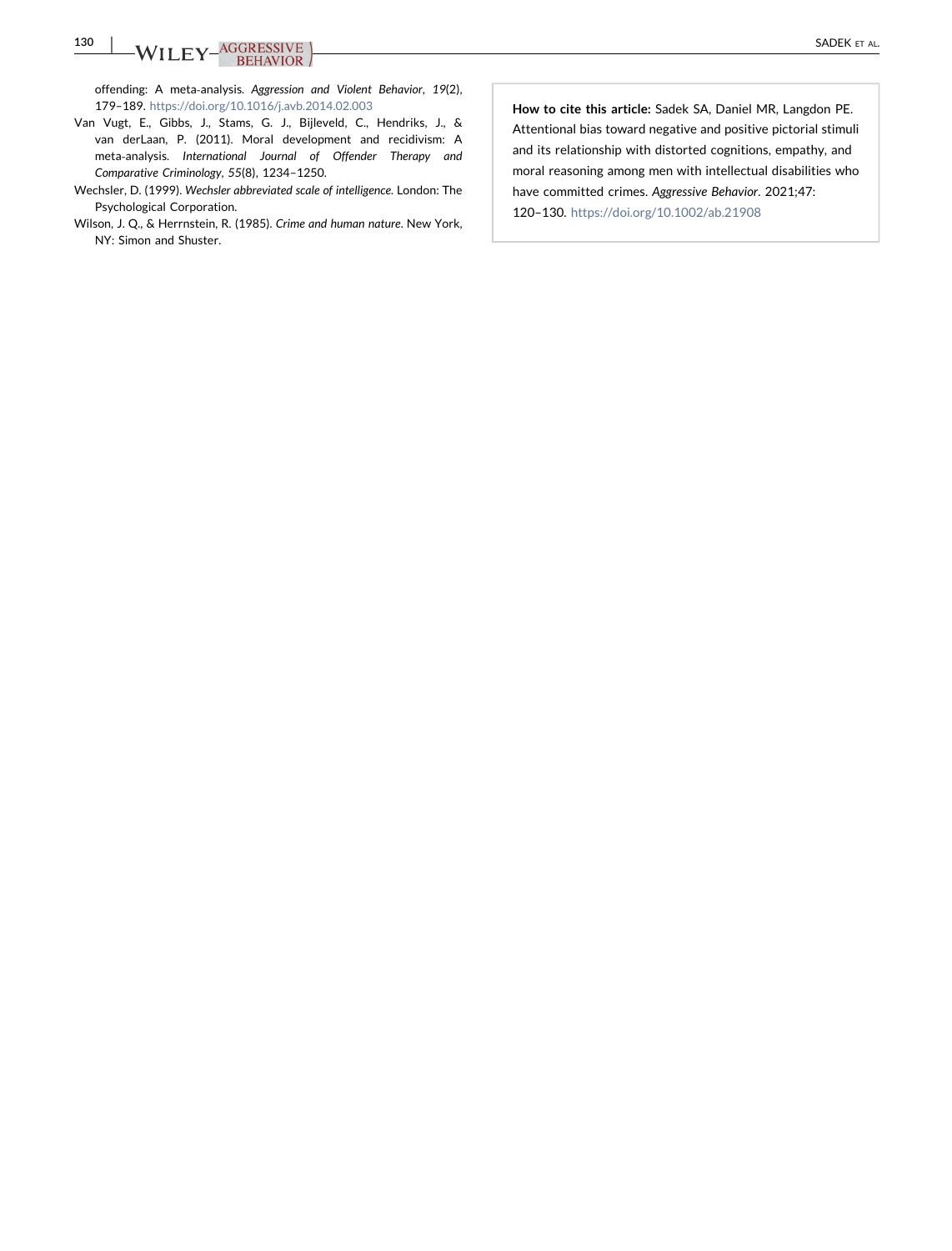offending: A meta-analysis. *Aggression and Violent Behavior*, *19*(2), 179–189. https://doi.org/10.1016/j.avb.2014.02.003

Van Vugt, E., Gibbs, J., Stams, G. J., Bijleveld, C., Hendriks, J., & van derLaan, P. (2011). Moral development and recidivism: A meta-analysis. *International Journal of Offender Therapy and Comparative Criminology*, *55*(8), 1234–1250.

Wechsler, D. (1999). *Wechsler abbreviated scale of intelligence*. London: The Psychological Corporation.

Wilson, J. Q., & Herrnstein, R. (1985). *Crime and human nature*. New York, NY: Simon and Shuster.

**How to cite this article:** Sadek SA, Daniel MR, Langdon PE. Attentional bias toward negative and positive pictorial stimuli and its relationship with distorted cognitions, empathy, and moral reasoning among men with intellectual disabilities who have committed crimes. *Aggressive Behavior*. 2021;47: 120–130. https://doi.org/10.1002/ab.21908